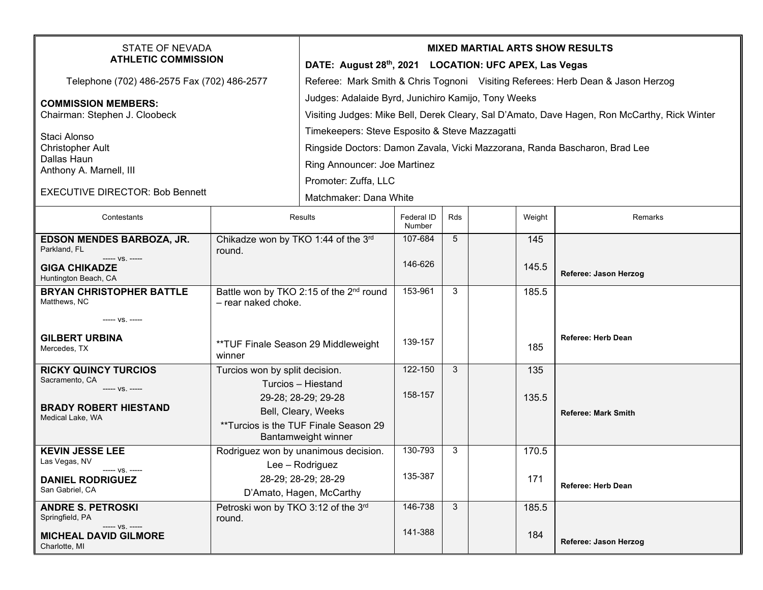STATE OF NEVADA
**ATHLETIC COMMISSION**

Telephone (702) 486-2575 Fax (702) 486-2577

**COMMISSION MEMBERS:**
Chairman: Stephen J. Cloobeck

Staci Alonso
Christopher Ault
Dallas Haun
Anthony A. Marnell, III

EXECUTIVE DIRECTOR: Bob Bennett

**MIXED MARTIAL ARTS SHOW RESULTS**

**DATE: August 28th, 2021 LOCATION: UFC APEX, Las Vegas**

Referee: Mark Smith & Chris Tognoni Visiting Referees: Herb Dean & Jason Herzog

Judges: Adalaide Byrd, Junichiro Kamijo, Tony Weeks

Visiting Judges: Mike Bell, Derek Cleary, Sal D'Amato, Dave Hagen, Ron McCarthy, Rick Winter

Timekeepers: Steve Esposito & Steve Mazzagatti

Ringside Doctors: Damon Zavala, Vicki Mazzorana, Randa Bascharon, Brad Lee

Ring Announcer: Joe Martinez

Promoter: Zuffa, LLC

Matchmaker: Dana White

| Contestants | Results | Federal ID Number | Rds | | Weight | Remarks |
|---|---|---|---|---|---|---|
| **EDSON MENDES BARBOZA, JR.** Parkland, FL ----- vs. ----- **GIGA CHIKADZE** Huntington Beach, CA | Chikadze won by TKO 1:44 of the 3rd round. | 107-684 / 146-626 | 5 | | 145 / 145.5 | **Referee: Jason Herzog** |
| **BRYAN CHRISTOPHER BATTLE** Matthews, NC ----- vs. ----- **GILBERT URBINA** Mercedes, TX | Battle won by TKO 2:15 of the 2nd round – rear naked choke. **TUF Finale Season 29 Middleweight winner | 153-961 / 139-157 | 3 | | 185.5 / 185 | **Referee: Herb Dean** |
| **RICKY QUINCY TURCIOS** Sacramento, CA ----- vs. ----- **BRADY ROBERT HIESTAND** Medical Lake, WA | Turcios won by split decision. Turcios – Hiestand 29-28; 28-29; 29-28 Bell, Cleary, Weeks **Turcios is the TUF Finale Season 29 Bantamweight winner | 122-150 / 158-157 | 3 | | 135 / 135.5 | **Referee: Mark Smith** |
| **KEVIN JESSE LEE** Las Vegas, NV ----- vs. ----- **DANIEL RODRIGUEZ** San Gabriel, CA | Rodriguez won by unanimous decision. Lee – Rodriguez 28-29; 28-29; 28-29 D'Amato, Hagen, McCarthy | 130-793 / 135-387 | 3 | | 170.5 / 171 | **Referee: Herb Dean** |
| **ANDRE S. PETROSKI** Springfield, PA ----- vs. ----- **MICHEAL DAVID GILMORE** Charlotte, MI | Petroski won by TKO 3:12 of the 3rd round. | 146-738 / 141-388 | 3 | | 185.5 / 184 | **Referee: Jason Herzog** |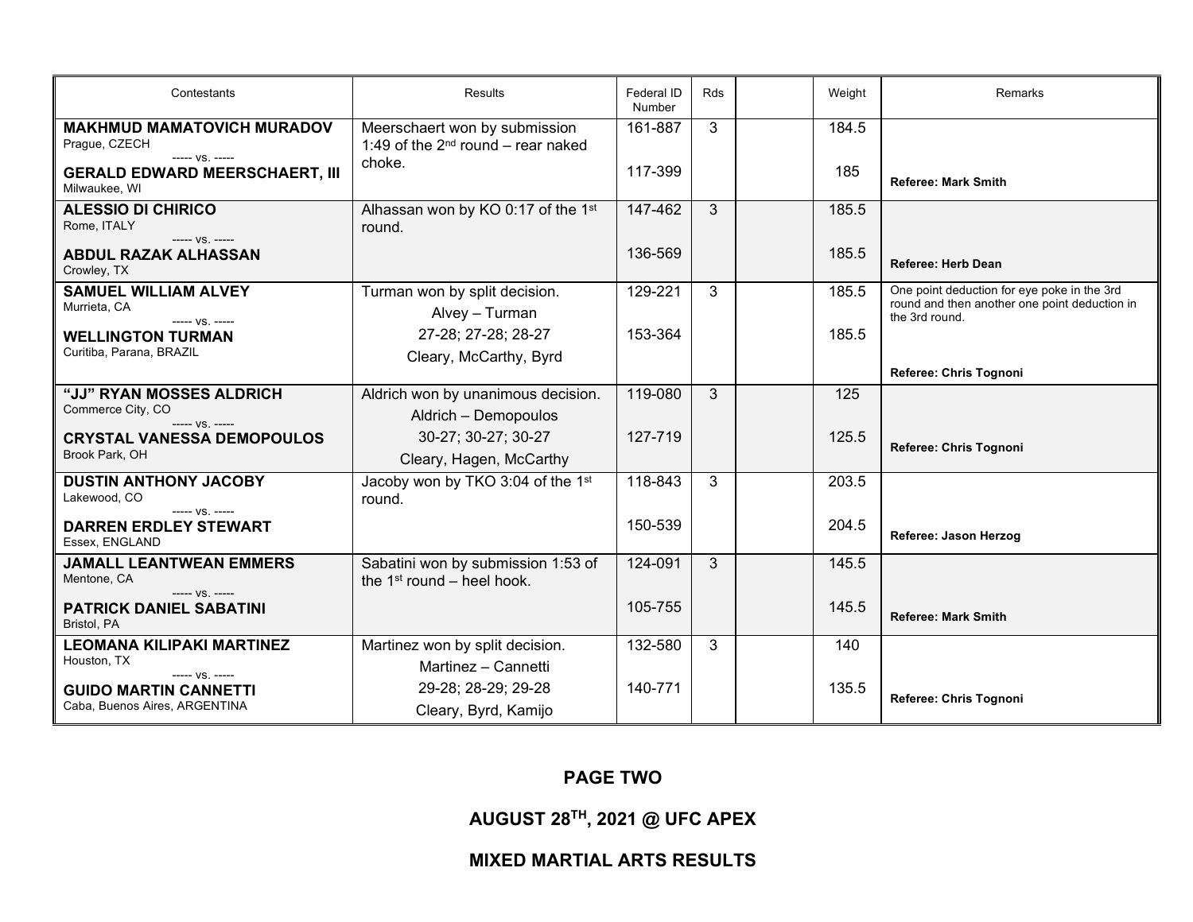| Contestants | Results | Federal ID Number | Rds | | Weight | Remarks |
|---|---|---|---|---|---|---|
| **MAKHMUD MAMATOVICH MURADOV** Prague, CZECH ----- vs. ----- **GERALD EDWARD MEERSCHAERT, III** Milwaukee, WI | Meerschaert won by submission 1:49 of the 2nd round – rear naked choke. | 161-887 117-399 | 3 | | 184.5 185 | **Referee: Mark Smith** |
| **ALESSIO DI CHIRICO** Rome, ITALY ----- vs. ----- **ABDUL RAZAK ALHASSAN** Crowley, TX | Alhassan won by KO 0:17 of the 1st round. | 147-462 136-569 | 3 | | 185.5 185.5 | **Referee: Herb Dean** |
| **SAMUEL WILLIAM ALVEY** Murrieta, CA ----- vs. ----- **WELLINGTON TURMAN** Curitiba, Parana, BRAZIL | Turman won by split decision. Alvey – Turman 27-28; 27-28; 28-27 Cleary, McCarthy, Byrd | 129-221 153-364 | 3 | | 185.5 185.5 | One point deduction for eye poke in the 3rd round and then another one point deduction in the 3rd round. **Referee: Chris Tognoni** |
| **"JJ" RYAN MOSSES ALDRICH** Commerce City, CO ----- vs. ----- **CRYSTAL VANESSA DEMOPOULOS** Brook Park, OH | Aldrich won by unanimous decision. Aldrich – Demopoulos 30-27; 30-27; 30-27 Cleary, Hagen, McCarthy | 119-080 127-719 | 3 | | 125 125.5 | **Referee: Chris Tognoni** |
| **DUSTIN ANTHONY JACOBY** Lakewood, CO ----- vs. ----- **DARREN ERDLEY STEWART** Essex, ENGLAND | Jacoby won by TKO 3:04 of the 1st round. | 118-843 150-539 | 3 | | 203.5 204.5 | **Referee: Jason Herzog** |
| **JAMALL LEANTWEAN EMMERS** Mentone, CA ----- vs. ----- **PATRICK DANIEL SABATINI** Bristol, PA | Sabatini won by submission 1:53 of the 1st round – heel hook. | 124-091 105-755 | 3 | | 145.5 145.5 | **Referee: Mark Smith** |
| **LEOMANA KILIPAKI MARTINEZ** Houston, TX ----- vs. ----- **GUIDO MARTIN CANNETTI** Caba, Buenos Aires, ARGENTINA | Martinez won by split decision. Martinez – Cannetti 29-28; 28-29; 29-28 Cleary, Byrd, Kamijo | 132-580 140-771 | 3 | | 140 135.5 | **Referee: Chris Tognoni** |

**PAGE TWO**

**AUGUST 28TH, 2021 @ UFC APEX**

**MIXED MARTIAL ARTS RESULTS**